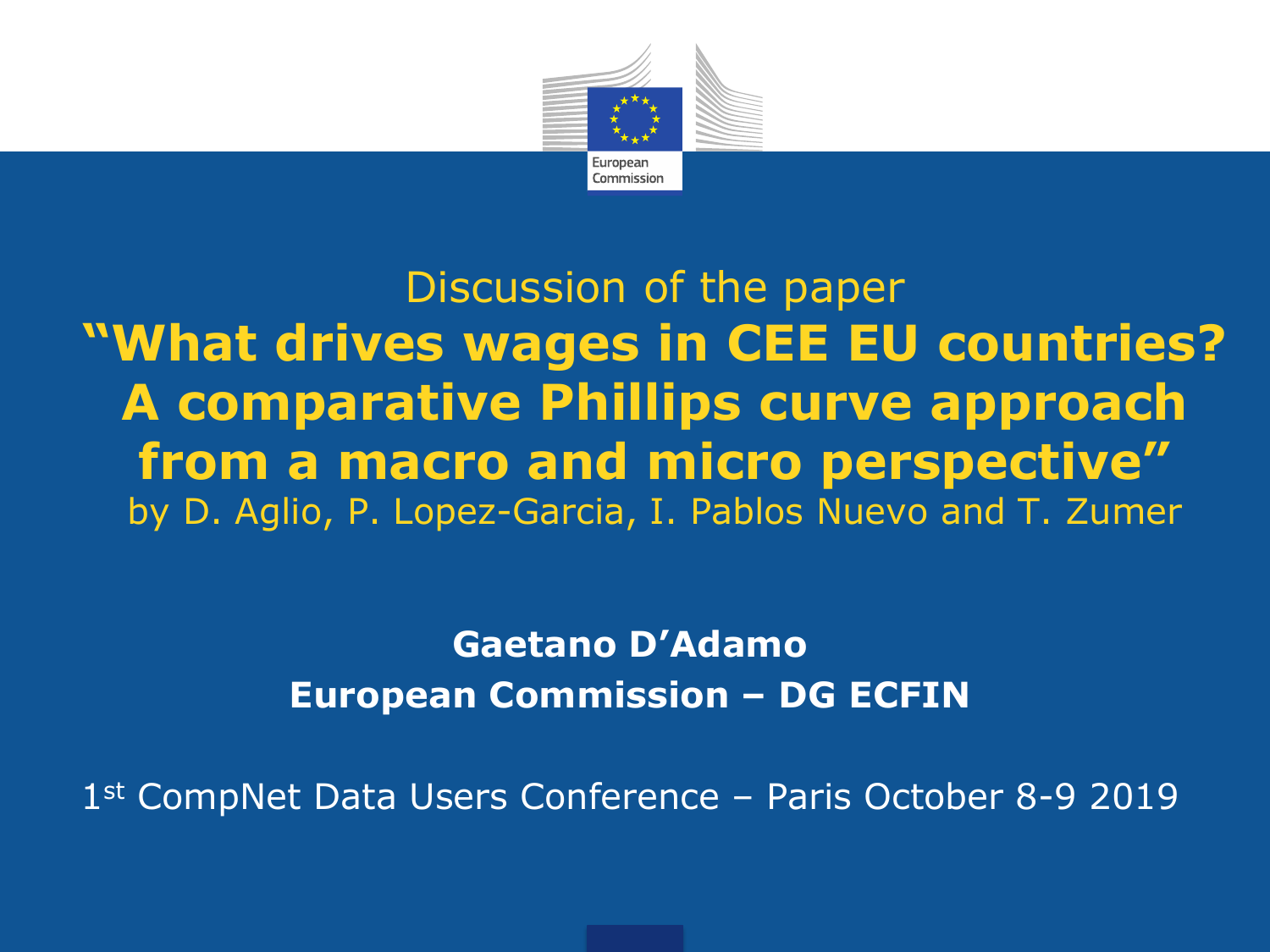Discussion of the paper

# "What drives wages in CEE EU countries? A comparative Phillips curve approach from a macro and micro perspective"

by D. Aglio, P. Lopez-Garcia, I. Pablos Nuevo and T. Zumer

**Gaetano D'Adamo**

**European Commission – DG ECFIN**

1st CompNet Data Users Conference – Paris October 8-9 2019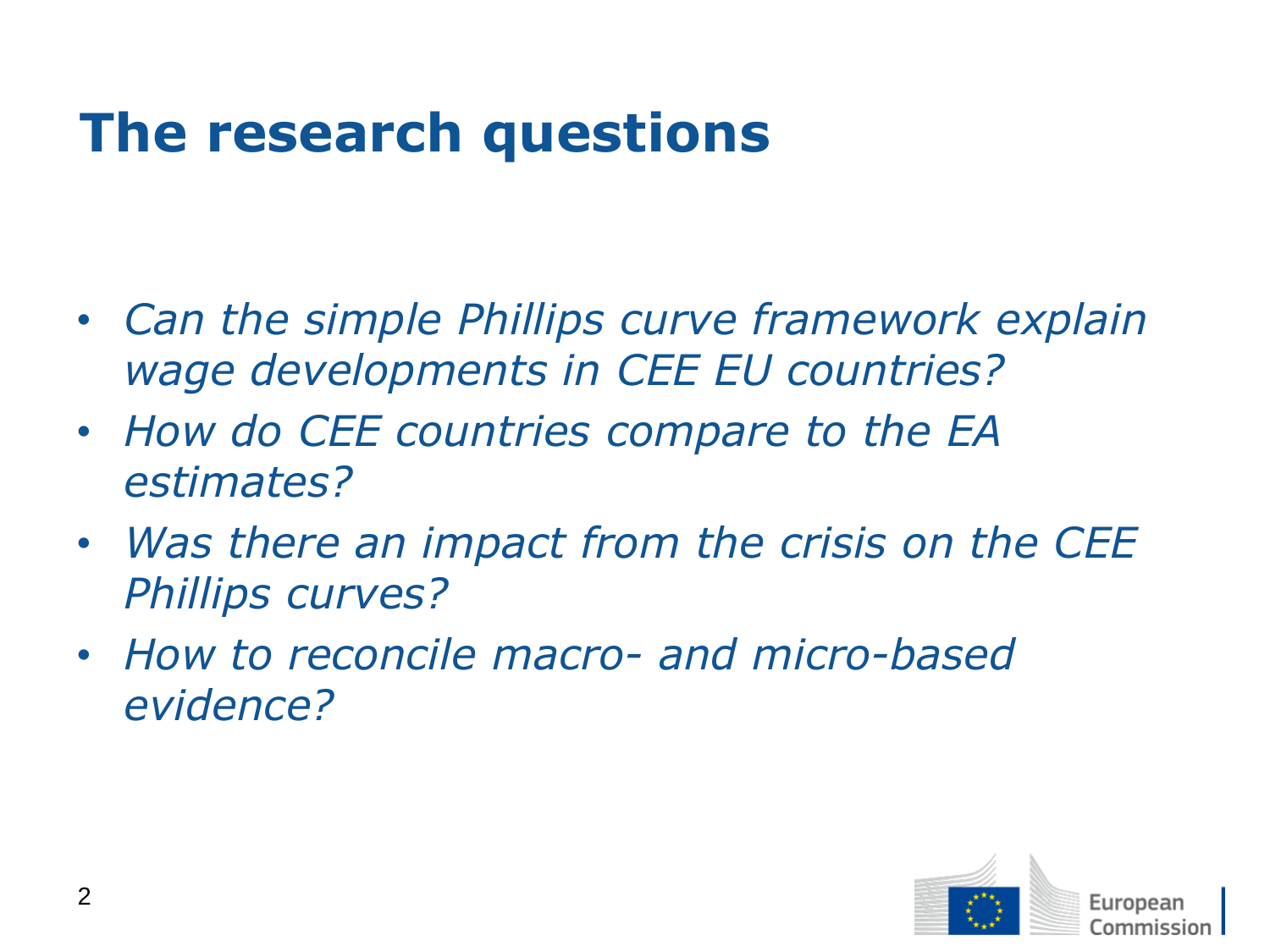# The research questions

- *Can the simple Phillips curve framework explain wage developments in CEE EU countries?*
- *How do CEE countries compare to the EA estimates?*
- *Was there an impact from the crisis on the CEE Phillips curves?*
- *How to reconcile macro- and micro-based evidence?*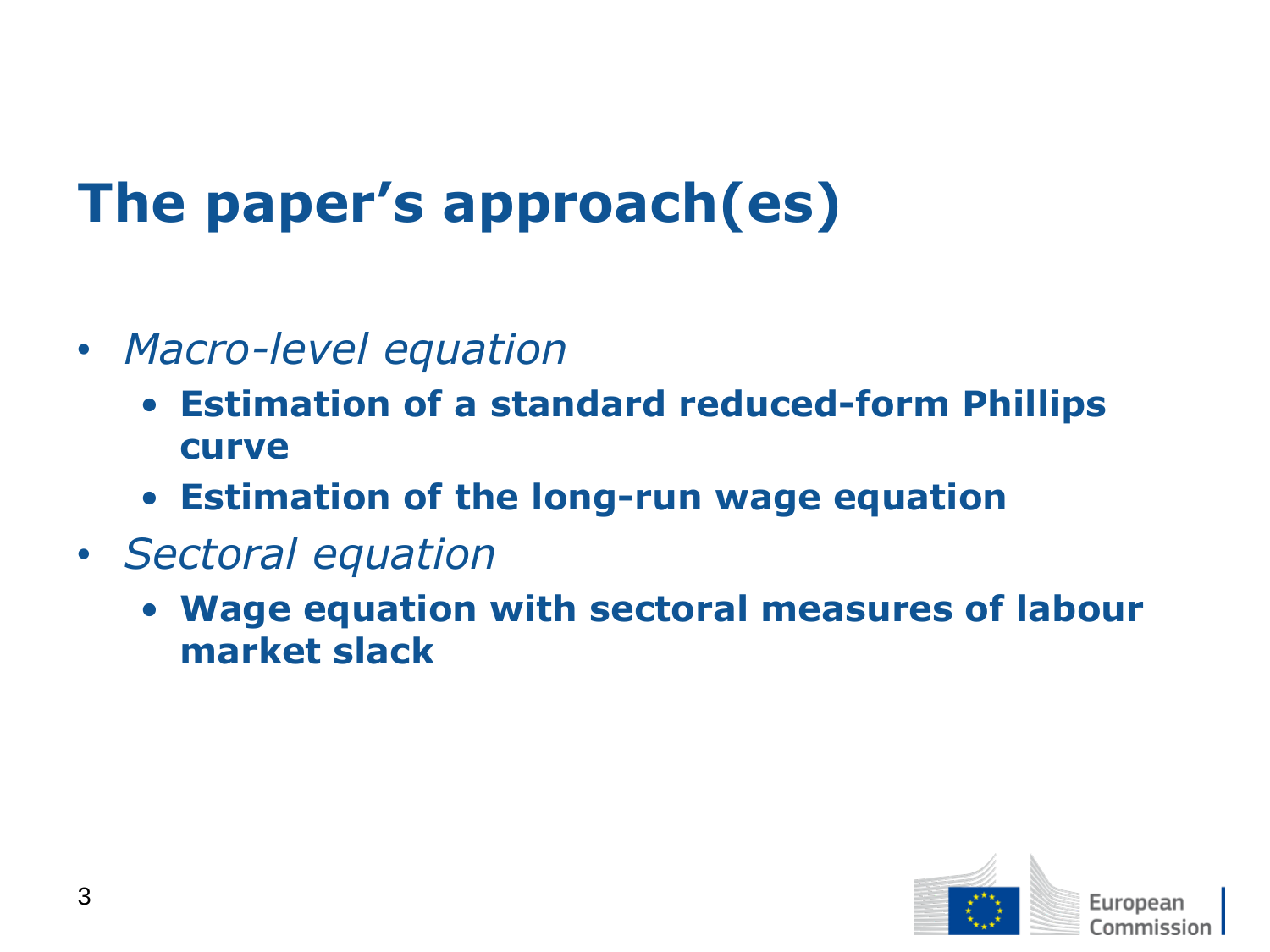# The paper’s approach(es)

- *Macro-level equation*
  - **Estimation of a standard reduced-form Phillips curve**
  - **Estimation of the long-run wage equation**
- *Sectoral equation*
  - **Wage equation with sectoral measures of labour market slack**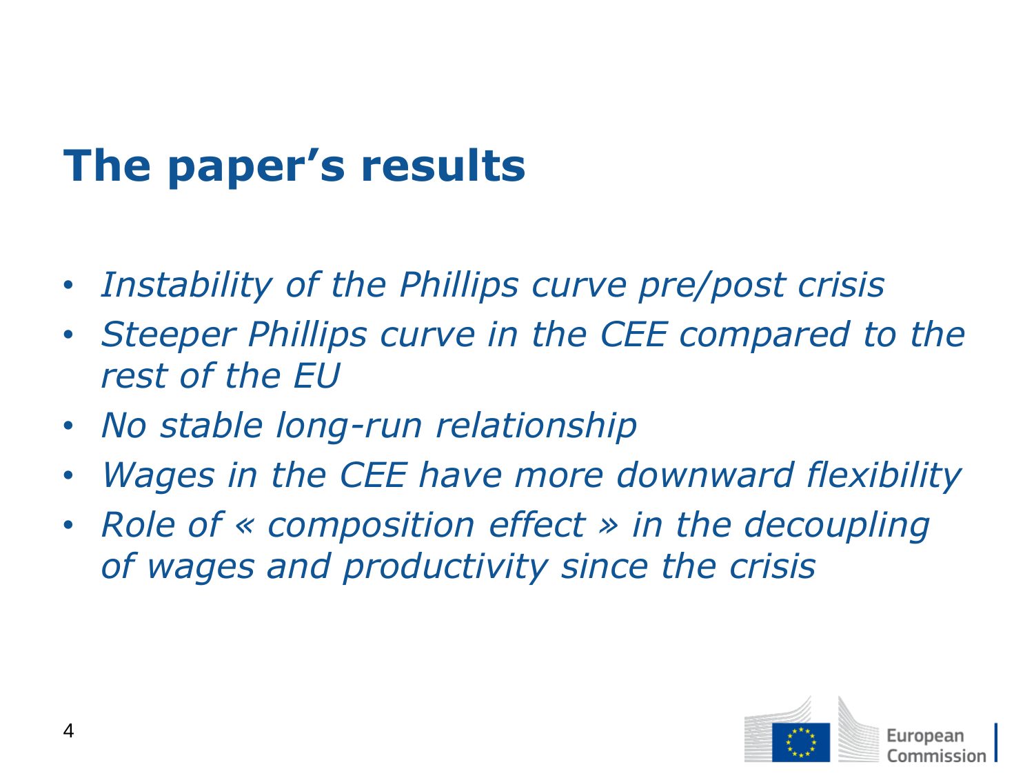# The paper's results

- *Instability of the Phillips curve pre/post crisis*
- *Steeper Phillips curve in the CEE compared to the rest of the EU*
- *No stable long-run relationship*
- *Wages in the CEE have more downward flexibility*
- *Role of « composition effect » in the decoupling of wages and productivity since the crisis*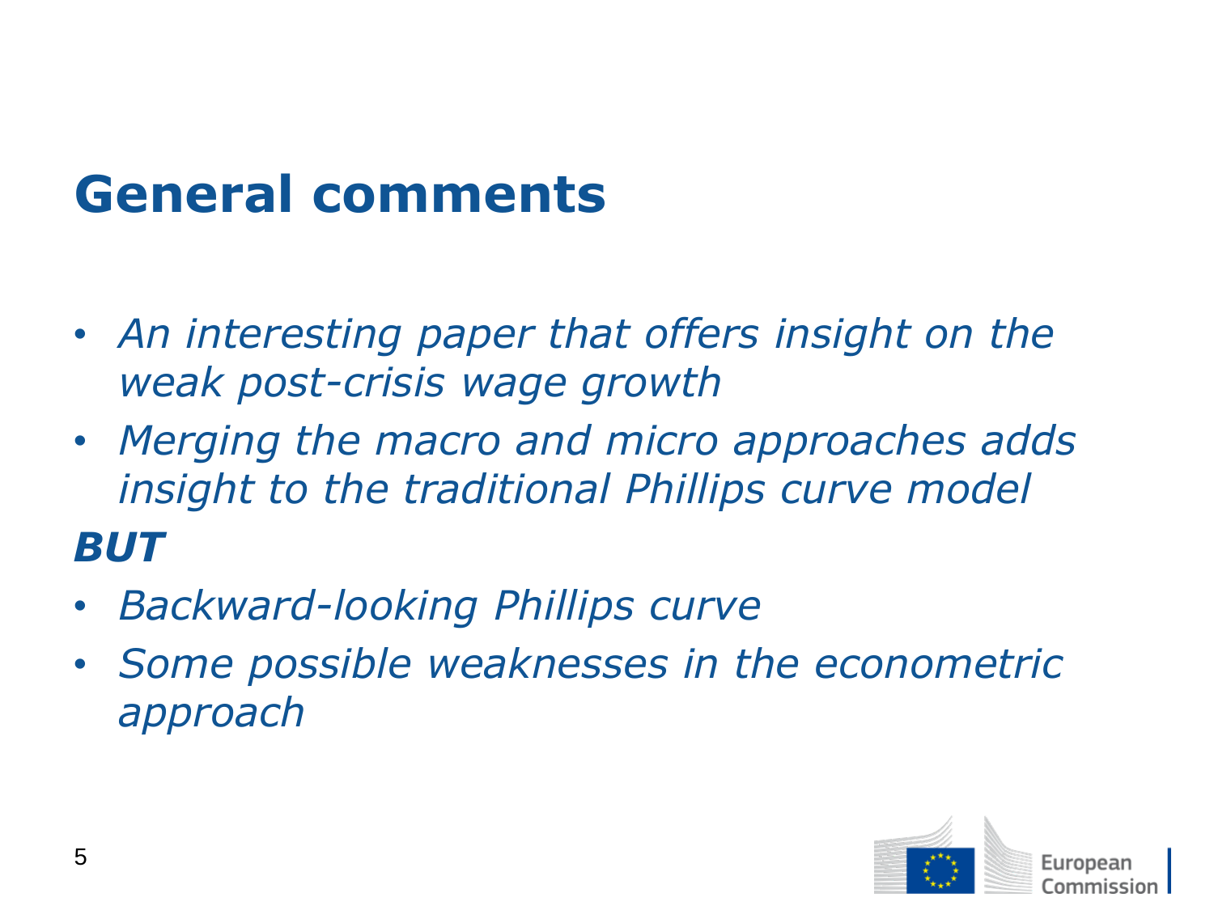# General comments

- *An interesting paper that offers insight on the weak post-crisis wage growth*
- *Merging the macro and micro approaches adds insight to the traditional Phillips curve model*

***BUT***

- *Backward-looking Phillips curve*
- *Some possible weaknesses in the econometric approach*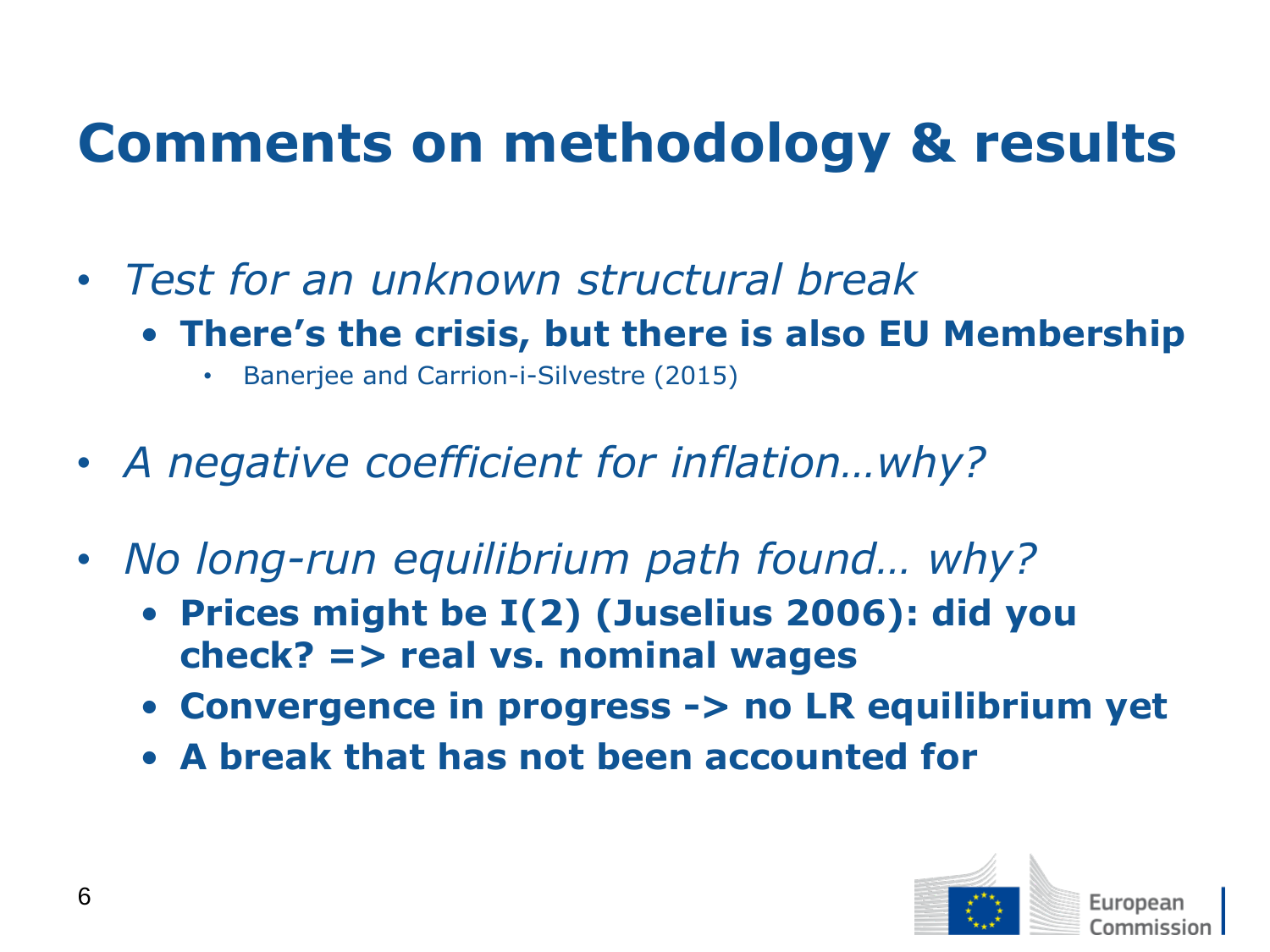# Comments on methodology & results

- *Test for an unknown structural break*
  - **There's the crisis, but there is also EU Membership**
    - Banerjee and Carrion-i-Silvestre (2015)

- *A negative coefficient for inflation…why?*

- *No long-run equilibrium path found… why?*
  - **Prices might be I(2) (Juselius 2006): did you check? => real vs. nominal wages**
  - **Convergence in progress -> no LR equilibrium yet**
  - **A break that has not been accounted for**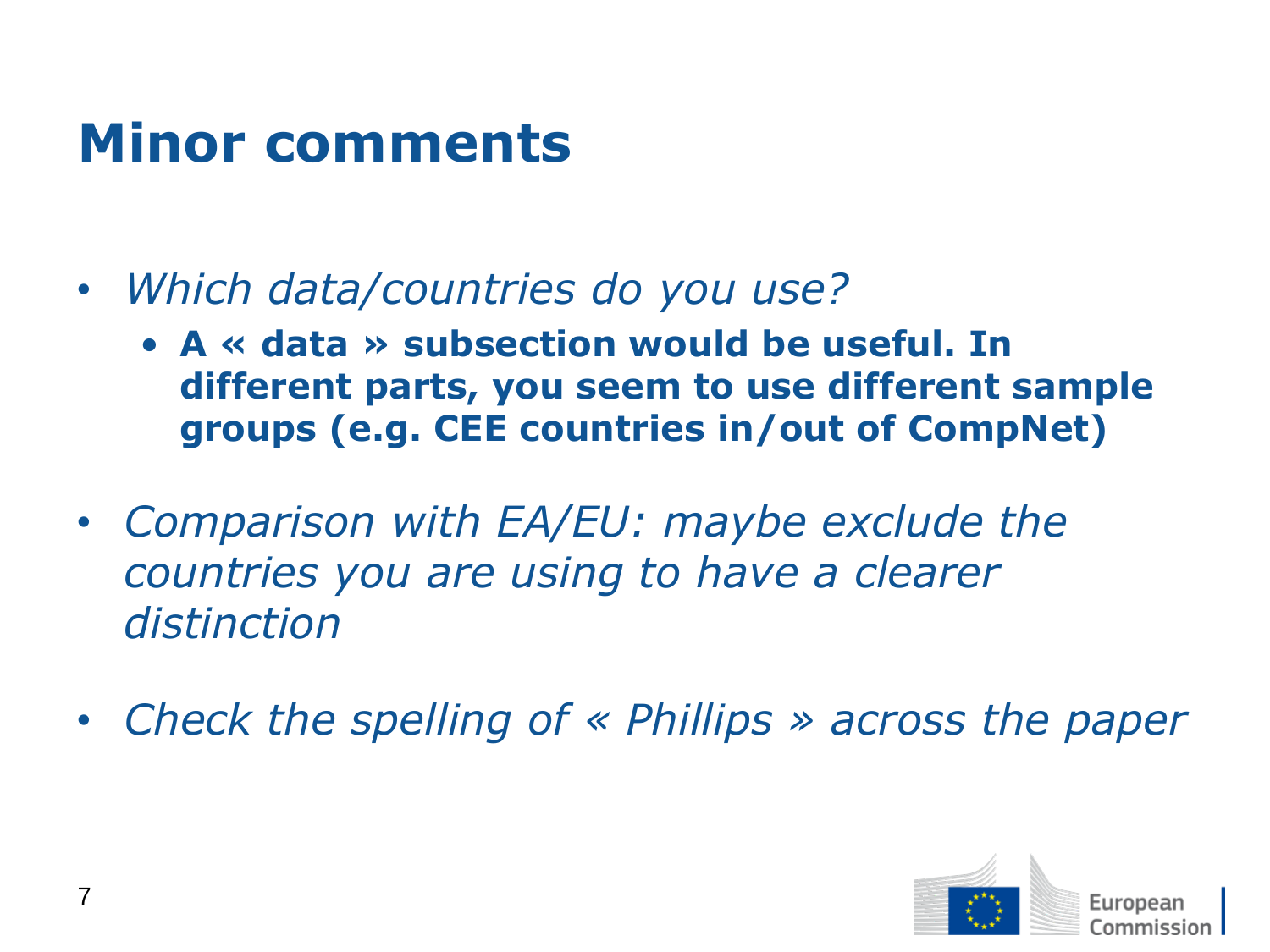# Minor comments

- *Which data/countries do you use?*
  - **A « data » subsection would be useful. In different parts, you seem to use different sample groups (e.g. CEE countries in/out of CompNet)**
- *Comparison with EA/EU: maybe exclude the countries you are using to have a clearer distinction*
- *Check the spelling of « Phillips » across the paper*